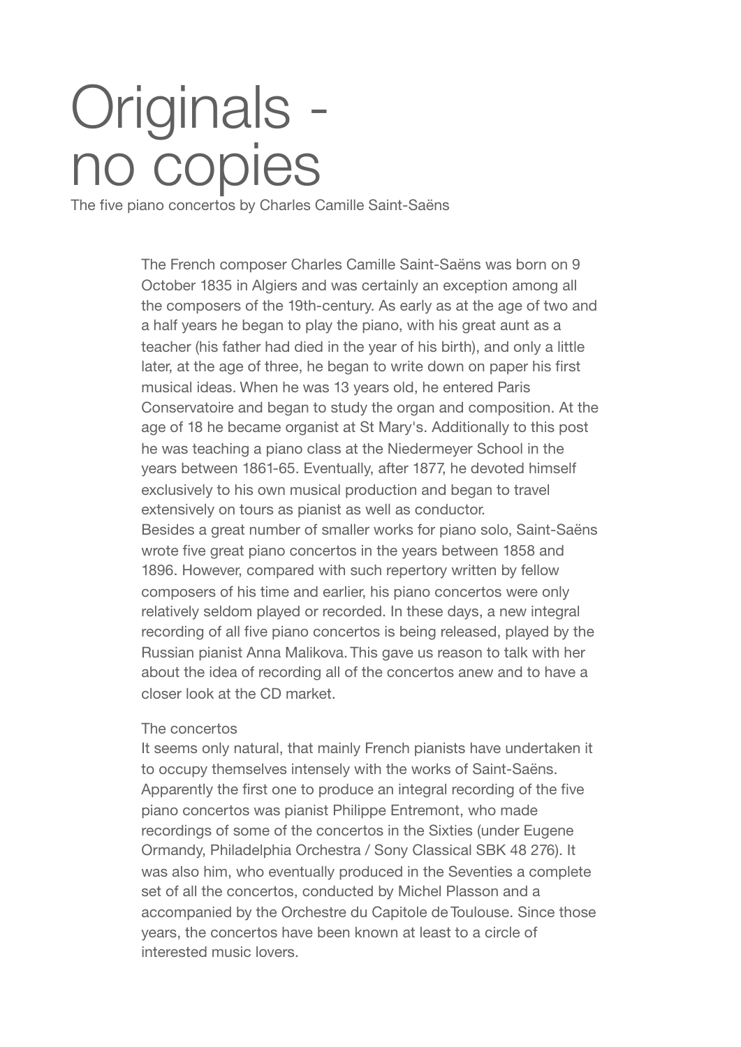# Originals - no copies

The five piano concertos by Charles Camille Saint-Saëns

The French composer Charles Camille Saint-Saëns was born on 9 October 1835 in Algiers and was certainly an exception among all the composers of the 19th-century. As early as at the age of two and a half years he began to play the piano, with his great aunt as a teacher (his father had died in the year of his birth), and only a little later, at the age of three, he began to write down on paper his first musical ideas. When he was 13 years old, he entered Paris Conservatoire and began to study the organ and composition. At the age of 18 he became organist at St Mary's. Additionally to this post he was teaching a piano class at the Niedermeyer School in the years between 1861-65. Eventually, after 1877, he devoted himself exclusively to his own musical production and began to travel extensively on tours as pianist as well as conductor.
Besides a great number of smaller works for piano solo, Saint-Saëns wrote five great piano concertos in the years between 1858 and 1896. However, compared with such repertory written by fellow composers of his time and earlier, his piano concertos were only relatively seldom played or recorded. In these days, a new integral recording of all five piano concertos is being released, played by the Russian pianist Anna Malikova. This gave us reason to talk with her about the idea of recording all of the concertos anew and to have a closer look at the CD market.

## The concertos

It seems only natural, that mainly French pianists have undertaken it to occupy themselves intensely with the works of Saint-Saëns. Apparently the first one to produce an integral recording of the five piano concertos was pianist Philippe Entremont, who made recordings of some of the concertos in the Sixties (under Eugene Ormandy, Philadelphia Orchestra / Sony Classical SBK 48 276). It was also him, who eventually produced in the Seventies a complete set of all the concertos, conducted by Michel Plasson and a accompanied by the Orchestre du Capitole de Toulouse. Since those years, the concertos have been known at least to a circle of interested music lovers.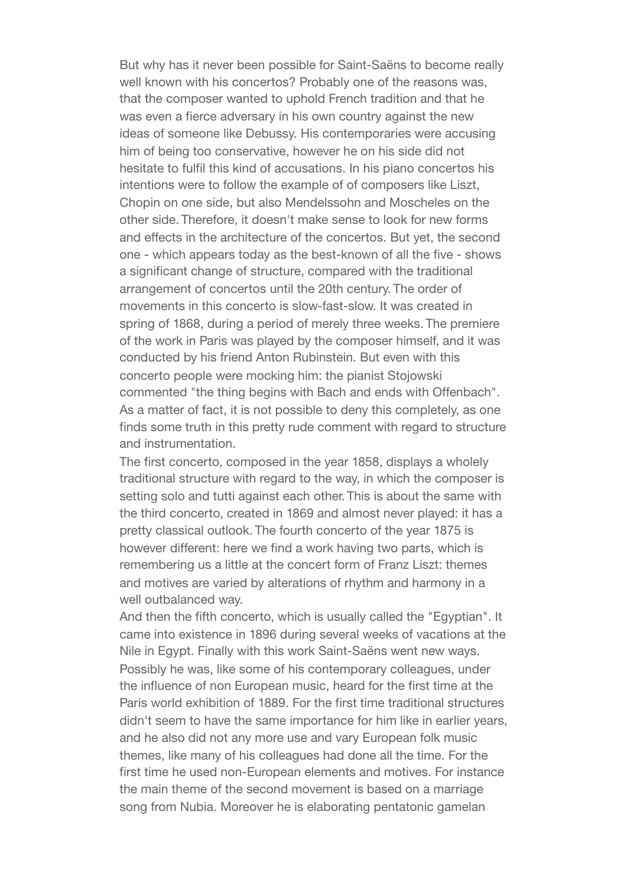But why has it never been possible for Saint-Saëns to become really well known with his concertos? Probably one of the reasons was, that the composer wanted to uphold French tradition and that he was even a fierce adversary in his own country against the new ideas of someone like Debussy. His contemporaries were accusing him of being too conservative, however he on his side did not hesitate to fulfil this kind of accusations. In his piano concertos his intentions were to follow the example of of composers like Liszt, Chopin on one side, but also Mendelssohn and Moscheles on the other side. Therefore, it doesn't make sense to look for new forms and effects in the architecture of the concertos. But yet, the second one - which appears today as the best-known of all the five - shows a significant change of structure, compared with the traditional arrangement of concertos until the 20th century. The order of movements in this concerto is slow-fast-slow. It was created in spring of 1868, during a period of merely three weeks. The premiere of the work in Paris was played by the composer himself, and it was conducted by his friend Anton Rubinstein. But even with this concerto people were mocking him: the pianist Stojowski commented "the thing begins with Bach and ends with Offenbach". As a matter of fact, it is not possible to deny this completely, as one finds some truth in this pretty rude comment with regard to structure and instrumentation.

The first concerto, composed in the year 1858, displays a wholely traditional structure with regard to the way, in which the composer is setting solo and tutti against each other. This is about the same with the third concerto, created in 1869 and almost never played: it has a pretty classical outlook. The fourth concerto of the year 1875 is however different: here we find a work having two parts, which is remembering us a little at the concert form of Franz Liszt: themes and motives are varied by alterations of rhythm and harmony in a well outbalanced way.

And then the fifth concerto, which is usually called the "Egyptian". It came into existence in 1896 during several weeks of vacations at the Nile in Egypt. Finally with this work Saint-Saëns went new ways. Possibly he was, like some of his contemporary colleagues, under the influence of non European music, heard for the first time at the Paris world exhibition of 1889. For the first time traditional structures didn't seem to have the same importance for him like in earlier years, and he also did not any more use and vary European folk music themes, like many of his colleagues had done all the time. For the first time he used non-European elements and motives. For instance the main theme of the second movement is based on a marriage song from Nubia. Moreover he is elaborating pentatonic gamelan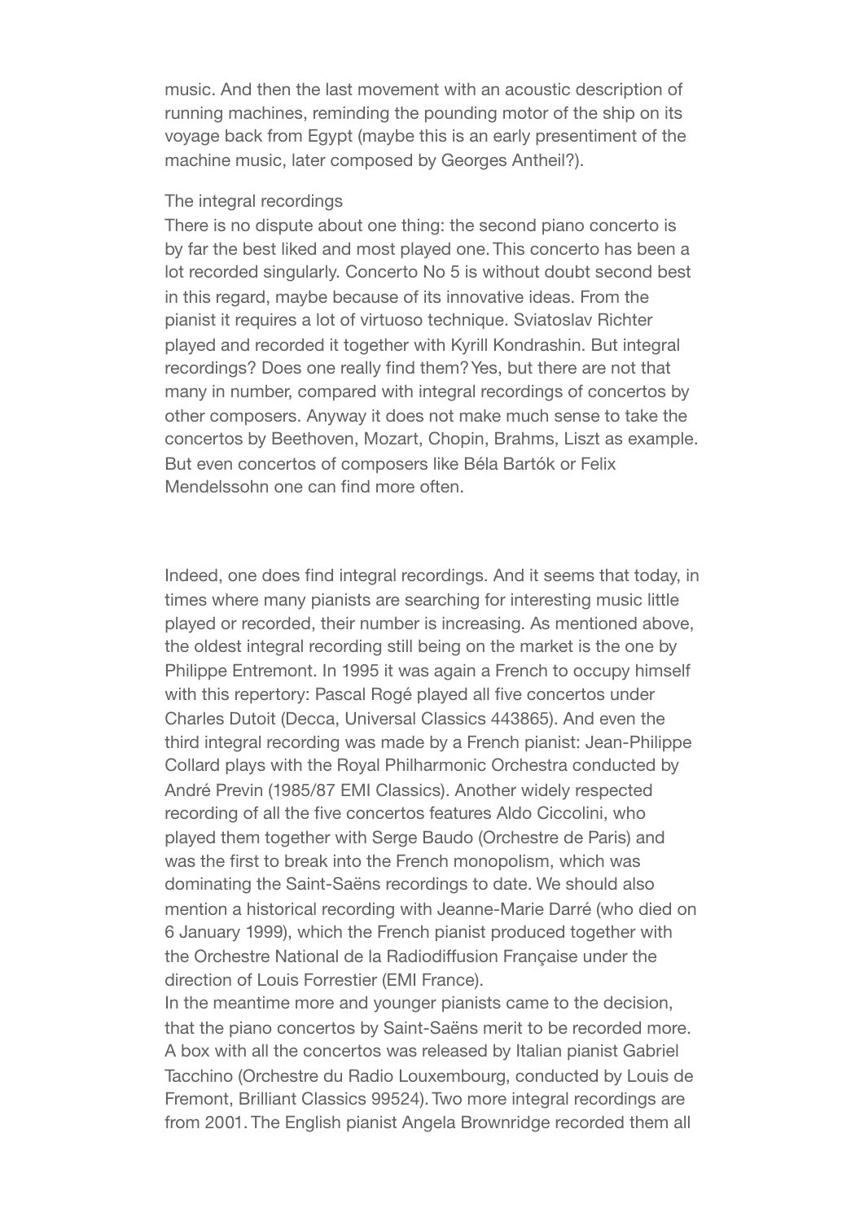music. And then the last movement with an acoustic description of running machines, reminding the pounding motor of the ship on its voyage back from Egypt (maybe this is an early presentiment of the machine music, later composed by Georges Antheil?).

## The integral recordings

There is no dispute about one thing: the second piano concerto is by far the best liked and most played one. This concerto has been a lot recorded singularly. Concerto No 5 is without doubt second best in this regard, maybe because of its innovative ideas. From the pianist it requires a lot of virtuoso technique. Sviatoslav Richter played and recorded it together with Kyrill Kondrashin. But integral recordings? Does one really find them? Yes, but there are not that many in number, compared with integral recordings of concertos by other composers. Anyway it does not make much sense to take the concertos by Beethoven, Mozart, Chopin, Brahms, Liszt as example. But even concertos of composers like Béla Bartók or Felix Mendelssohn one can find more often.

Indeed, one does find integral recordings. And it seems that today, in times where many pianists are searching for interesting music little played or recorded, their number is increasing. As mentioned above, the oldest integral recording still being on the market is the one by Philippe Entremont. In 1995 it was again a French to occupy himself with this repertory: Pascal Rogé played all five concertos under Charles Dutoit (Decca, Universal Classics 443865). And even the third integral recording was made by a French pianist: Jean-Philippe Collard plays with the Royal Philharmonic Orchestra conducted by André Previn (1985/87 EMI Classics). Another widely respected recording of all the five concertos features Aldo Ciccolini, who played them together with Serge Baudo (Orchestre de Paris) and was the first to break into the French monopolism, which was dominating the Saint-Saëns recordings to date. We should also mention a historical recording with Jeanne-Marie Darré (who died on 6 January 1999), which the French pianist produced together with the Orchestre National de la Radiodiffusion Française under the direction of Louis Forrestier (EMI France).

In the meantime more and younger pianists came to the decision, that the piano concertos by Saint-Saëns merit to be recorded more. A box with all the concertos was released by Italian pianist Gabriel Tacchino (Orchestre du Radio Louxembourg, conducted by Louis de Fremont, Brilliant Classics 99524). Two more integral recordings are from 2001. The English pianist Angela Brownridge recorded them all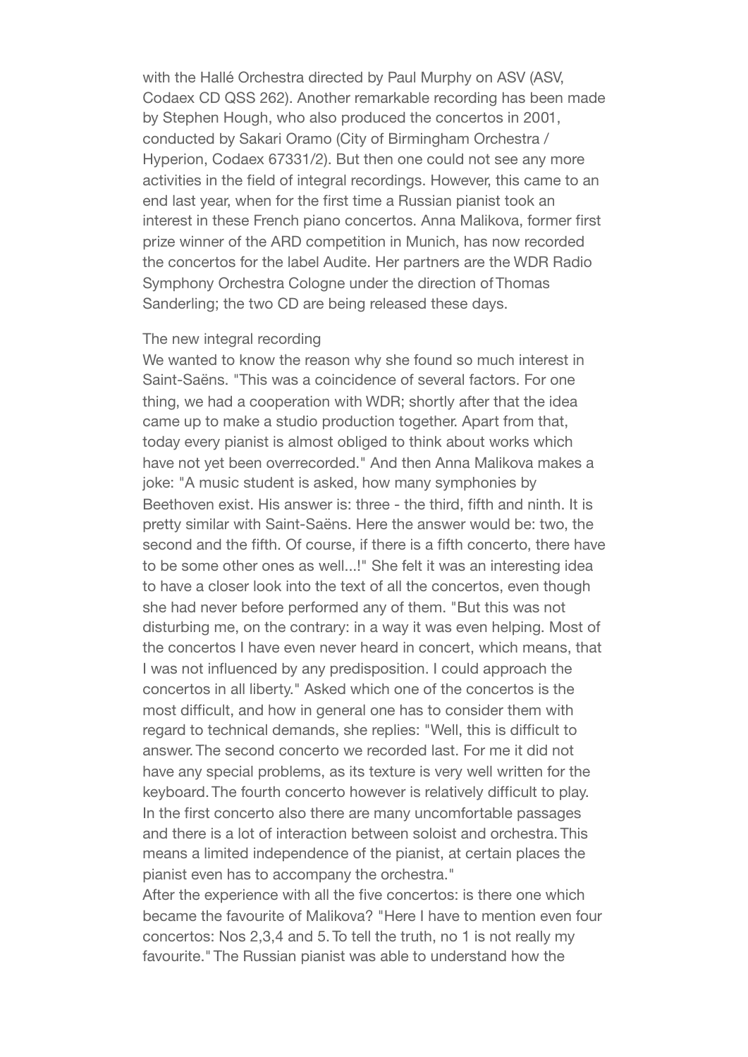with the Hallé Orchestra directed by Paul Murphy on ASV (ASV, Codaex CD QSS 262). Another remarkable recording has been made by Stephen Hough, who also produced the concertos in 2001, conducted by Sakari Oramo (City of Birmingham Orchestra / Hyperion, Codaex 67331/2). But then one could not see any more activities in the field of integral recordings. However, this came to an end last year, when for the first time a Russian pianist took an interest in these French piano concertos. Anna Malikova, former first prize winner of the ARD competition in Munich, has now recorded the concertos for the label Audite. Her partners are the WDR Radio Symphony Orchestra Cologne under the direction of Thomas Sanderling; the two CD are being released these days.

## The new integral recording

We wanted to know the reason why she found so much interest in Saint-Saëns. "This was a coincidence of several factors. For one thing, we had a cooperation with WDR; shortly after that the idea came up to make a studio production together. Apart from that, today every pianist is almost obliged to think about works which have not yet been overrecorded." And then Anna Malikova makes a joke: "A music student is asked, how many symphonies by Beethoven exist. His answer is: three - the third, fifth and ninth. It is pretty similar with Saint-Saëns. Here the answer would be: two, the second and the fifth. Of course, if there is a fifth concerto, there have to be some other ones as well...!" She felt it was an interesting idea to have a closer look into the text of all the concertos, even though she had never before performed any of them. "But this was not disturbing me, on the contrary: in a way it was even helping. Most of the concertos I have even never heard in concert, which means, that I was not influenced by any predisposition. I could approach the concertos in all liberty." Asked which one of the concertos is the most difficult, and how in general one has to consider them with regard to technical demands, she replies: "Well, this is difficult to answer. The second concerto we recorded last. For me it did not have any special problems, as its texture is very well written for the keyboard. The fourth concerto however is relatively difficult to play. In the first concerto also there are many uncomfortable passages and there is a lot of interaction between soloist and orchestra. This means a limited independence of the pianist, at certain places the pianist even has to accompany the orchestra."

After the experience with all the five concertos: is there one which became the favourite of Malikova? "Here I have to mention even four concertos: Nos 2,3,4 and 5. To tell the truth, no 1 is not really my favourite." The Russian pianist was able to understand how the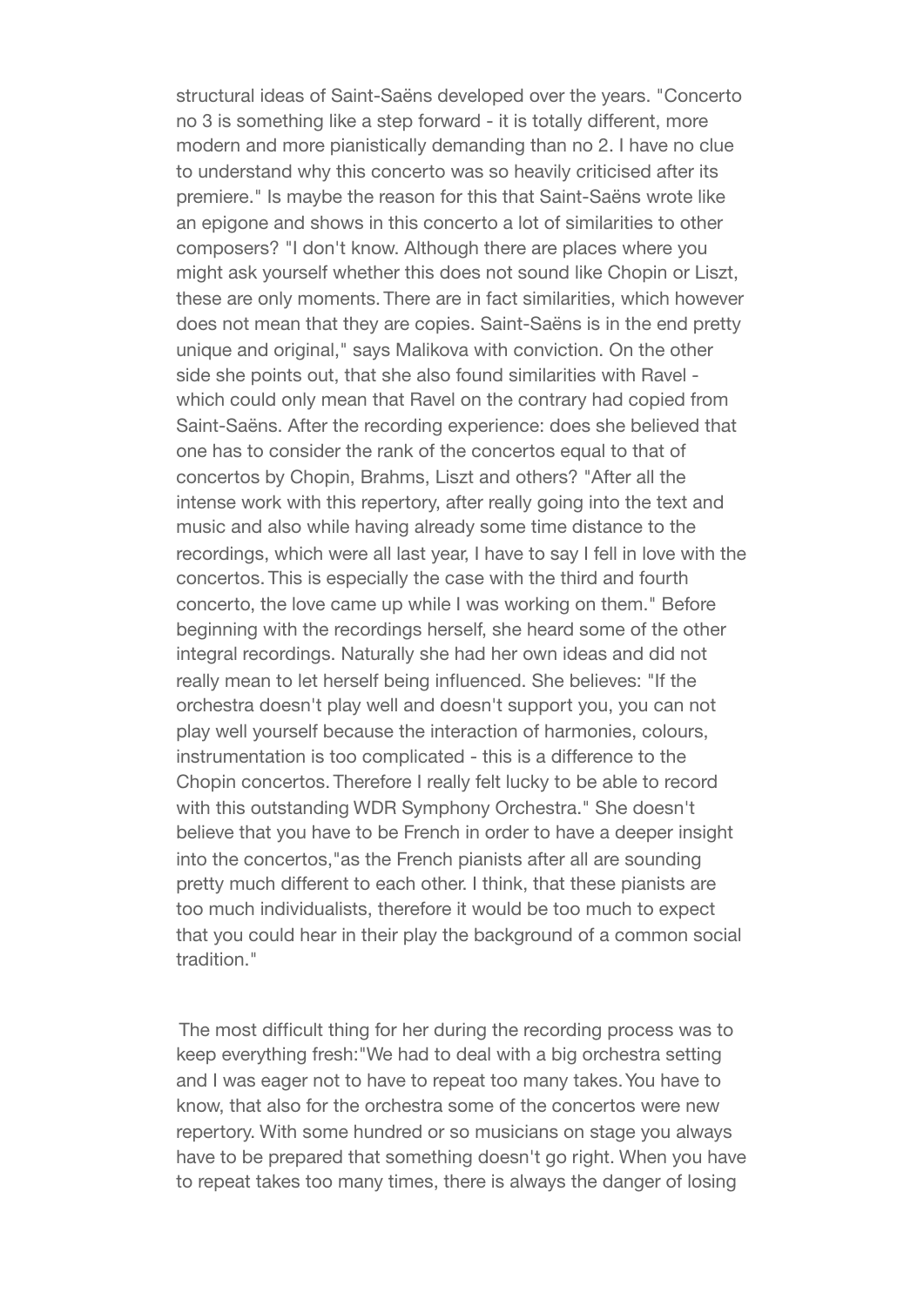structural ideas of Saint-Saëns developed over the years. "Concerto no 3 is something like a step forward - it is totally different, more modern and more pianistically demanding than no 2. I have no clue to understand why this concerto was so heavily criticised after its premiere." Is maybe the reason for this that Saint-Saëns wrote like an epigone and shows in this concerto a lot of similarities to other composers? "I don't know. Although there are places where you might ask yourself whether this does not sound like Chopin or Liszt, these are only moments. There are in fact similarities, which however does not mean that they are copies. Saint-Saëns is in the end pretty unique and original," says Malikova with conviction. On the other side she points out, that she also found similarities with Ravel - which could only mean that Ravel on the contrary had copied from Saint-Saëns. After the recording experience: does she believed that one has to consider the rank of the concertos equal to that of concertos by Chopin, Brahms, Liszt and others? "After all the intense work with this repertory, after really going into the text and music and also while having already some time distance to the recordings, which were all last year, I have to say I fell in love with the concertos. This is especially the case with the third and fourth concerto, the love came up while I was working on them." Before beginning with the recordings herself, she heard some of the other integral recordings. Naturally she had her own ideas and did not really mean to let herself being influenced. She believes: "If the orchestra doesn't play well and doesn't support you, you can not play well yourself because the interaction of harmonies, colours, instrumentation is too complicated - this is a difference to the Chopin concertos. Therefore I really felt lucky to be able to record with this outstanding WDR Symphony Orchestra." She doesn't believe that you have to be French in order to have a deeper insight into the concertos,"as the French pianists after all are sounding pretty much different to each other. I think, that these pianists are too much individualists, therefore it would be too much to expect that you could hear in their play the background of a common social tradition."

The most difficult thing for her during the recording process was to keep everything fresh:"We had to deal with a big orchestra setting and I was eager not to have to repeat too many takes. You have to know, that also for the orchestra some of the concertos were new repertory. With some hundred or so musicians on stage you always have to be prepared that something doesn't go right. When you have to repeat takes too many times, there is always the danger of losing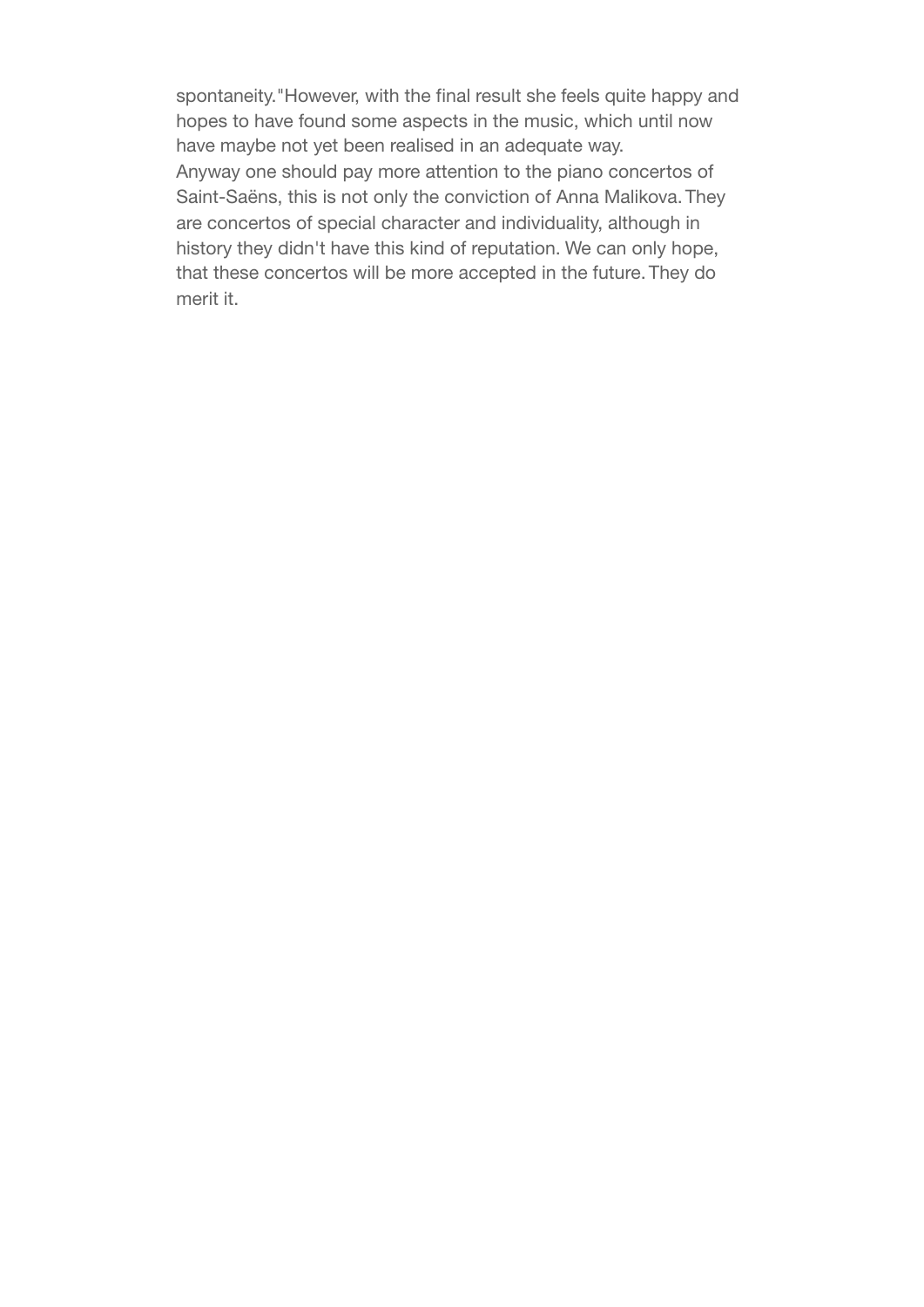spontaneity."However, with the final result she feels quite happy and hopes to have found some aspects in the music, which until now have maybe not yet been realised in an adequate way.
Anyway one should pay more attention to the piano concertos of Saint-Saëns, this is not only the conviction of Anna Malikova. They are concertos of special character and individuality, although in history they didn't have this kind of reputation. We can only hope, that these concertos will be more accepted in the future. They do merit it.